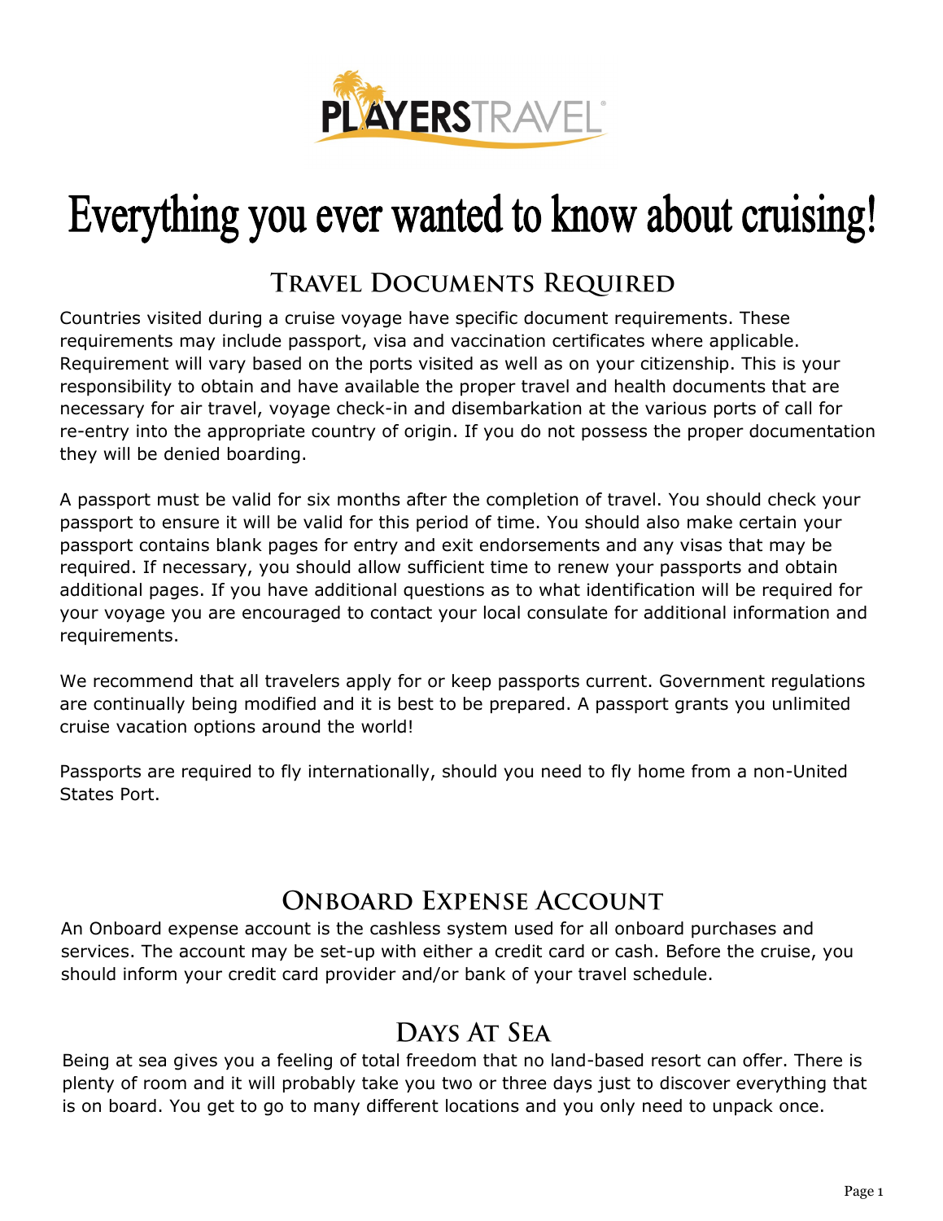# Everything you ever wanted to know about cruising!

## Travel Documents Required

Countries visited during a cruise voyage have specific document requirements. These requirements may include passport, visa and vaccination certificates where applicable. Requirement will vary based on the ports visited as well as on your citizenship. This is your responsibility to obtain and have available the proper travel and health documents that are necessary for air travel, voyage check-in and disembarkation at the various ports of call for re-entry into the appropriate country of origin. If you do not possess the proper documentation they will be denied boarding.

A passport must be valid for six months after the completion of travel. You should check your passport to ensure it will be valid for this period of time. You should also make certain your passport contains blank pages for entry and exit endorsements and any visas that may be required. If necessary, you should allow sufficient time to renew your passports and obtain additional pages. If you have additional questions as to what identification will be required for your voyage you are encouraged to contact your local consulate for additional information and requirements.

We recommend that all travelers apply for or keep passports current. Government regulations are continually being modified and it is best to be prepared. A passport grants you unlimited cruise vacation options around the world!

Passports are required to fly internationally, should you need to fly home from a non-United States Port.

## Onboard Expense Account

An Onboard expense account is the cashless system used for all onboard purchases and services. The account may be set-up with either a credit card or cash. Before the cruise, you should inform your credit card provider and/or bank of your travel schedule.

## Days At Sea

Being at sea gives you a feeling of total freedom that no land-based resort can offer. There is plenty of room and it will probably take you two or three days just to discover everything that is on board. You get to go to many different locations and you only need to unpack once.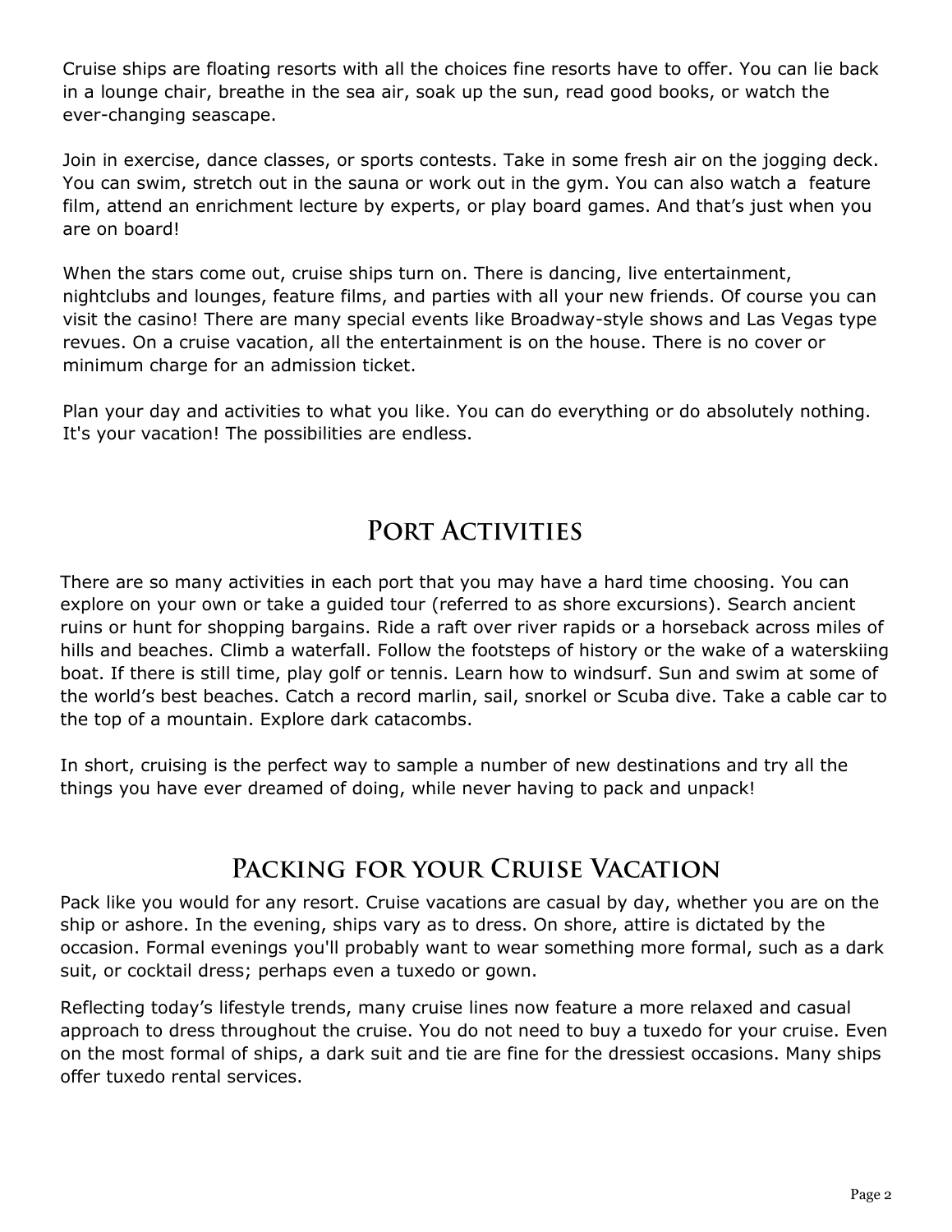Cruise ships are floating resorts with all the choices fine resorts have to offer. You can lie back in a lounge chair, breathe in the sea air, soak up the sun, read good books, or watch the ever-changing seascape.

Join in exercise, dance classes, or sports contests. Take in some fresh air on the jogging deck. You can swim, stretch out in the sauna or work out in the gym. You can also watch a feature film, attend an enrichment lecture by experts, or play board games. And that's just when you are on board!

When the stars come out, cruise ships turn on. There is dancing, live entertainment, nightclubs and lounges, feature films, and parties with all your new friends. Of course you can visit the casino! There are many special events like Broadway-style shows and Las Vegas type revues. On a cruise vacation, all the entertainment is on the house. There is no cover or minimum charge for an admission ticket.

Plan your day and activities to what you like. You can do everything or do absolutely nothing. It's your vacation! The possibilities are endless.

## Port Activities

There are so many activities in each port that you may have a hard time choosing. You can explore on your own or take a guided tour (referred to as shore excursions). Search ancient ruins or hunt for shopping bargains. Ride a raft over river rapids or a horseback across miles of hills and beaches. Climb a waterfall. Follow the footsteps of history or the wake of a waterskiing boat. If there is still time, play golf or tennis. Learn how to windsurf. Sun and swim at some of the world's best beaches. Catch a record marlin, sail, snorkel or Scuba dive. Take a cable car to the top of a mountain. Explore dark catacombs.

In short, cruising is the perfect way to sample a number of new destinations and try all the things you have ever dreamed of doing, while never having to pack and unpack!

## Packing for your Cruise Vacation

Pack like you would for any resort. Cruise vacations are casual by day, whether you are on the ship or ashore. In the evening, ships vary as to dress. On shore, attire is dictated by the occasion. Formal evenings you'll probably want to wear something more formal, such as a dark suit, or cocktail dress; perhaps even a tuxedo or gown.

Reflecting today's lifestyle trends, many cruise lines now feature a more relaxed and casual approach to dress throughout the cruise. You do not need to buy a tuxedo for your cruise. Even on the most formal of ships, a dark suit and tie are fine for the dressiest occasions. Many ships offer tuxedo rental services.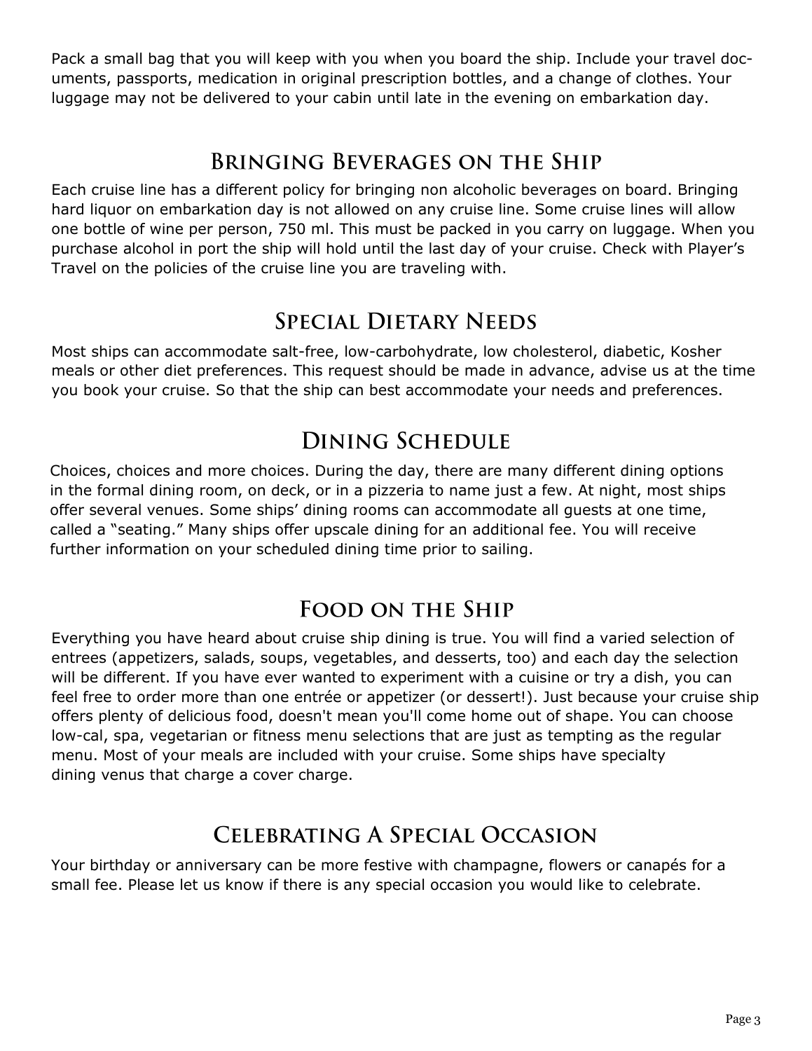Pack a small bag that you will keep with you when you board the ship. Include your travel documents, passports, medication in original prescription bottles, and a change of clothes. Your luggage may not be delivered to your cabin until late in the evening on embarkation day.

## Bringing Beverages on the Ship

Each cruise line has a different policy for bringing non alcoholic beverages on board. Bringing hard liquor on embarkation day is not allowed on any cruise line. Some cruise lines will allow one bottle of wine per person, 750 ml. This must be packed in you carry on luggage. When you purchase alcohol in port the ship will hold until the last day of your cruise. Check with Player's Travel on the policies of the cruise line you are traveling with.

## Special Dietary Needs

Most ships can accommodate salt-free, low-carbohydrate, low cholesterol, diabetic, Kosher meals or other diet preferences. This request should be made in advance, advise us at the time you book your cruise. So that the ship can best accommodate your needs and preferences.

## Dining Schedule

Choices, choices and more choices. During the day, there are many different dining options in the formal dining room, on deck, or in a pizzeria to name just a few. At night, most ships offer several venues. Some ships' dining rooms can accommodate all guests at one time, called a "seating." Many ships offer upscale dining for an additional fee. You will receive further information on your scheduled dining time prior to sailing.

## Food on the Ship

Everything you have heard about cruise ship dining is true. You will find a varied selection of entrees (appetizers, salads, soups, vegetables, and desserts, too) and each day the selection will be different. If you have ever wanted to experiment with a cuisine or try a dish, you can feel free to order more than one entrée or appetizer (or dessert!). Just because your cruise ship offers plenty of delicious food, doesn't mean you'll come home out of shape. You can choose low-cal, spa, vegetarian or fitness menu selections that are just as tempting as the regular menu. Most of your meals are included with your cruise. Some ships have specialty dining venus that charge a cover charge.

## Celebrating A Special Occasion

Your birthday or anniversary can be more festive with champagne, flowers or canapés for a small fee. Please let us know if there is any special occasion you would like to celebrate.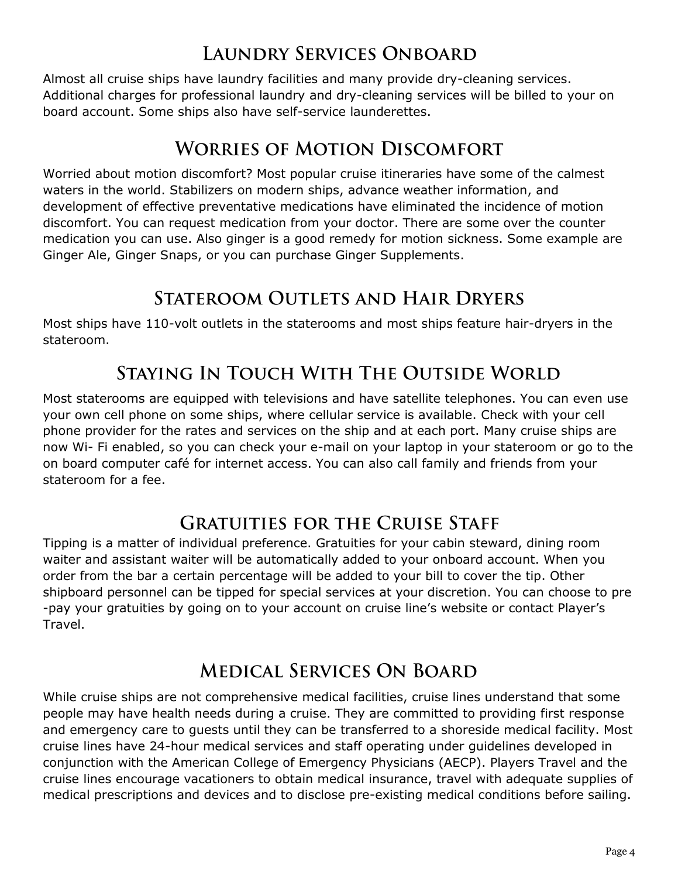## Laundry Services Onboard

Almost all cruise ships have laundry facilities and many provide dry-cleaning services. Additional charges for professional laundry and dry-cleaning services will be billed to your on board account. Some ships also have self-service launderettes.

## Worries of Motion Discomfort

Worried about motion discomfort? Most popular cruise itineraries have some of the calmest waters in the world. Stabilizers on modern ships, advance weather information, and development of effective preventative medications have eliminated the incidence of motion discomfort. You can request medication from your doctor. There are some over the counter medication you can use. Also ginger is a good remedy for motion sickness. Some example are Ginger Ale, Ginger Snaps, or you can purchase Ginger Supplements.

## Stateroom Outlets and Hair Dryers

Most ships have 110-volt outlets in the staterooms and most ships feature hair-dryers in the stateroom.

## Staying In Touch With The Outside World

Most staterooms are equipped with televisions and have satellite telephones. You can even use your own cell phone on some ships, where cellular service is available. Check with your cell phone provider for the rates and services on the ship and at each port. Many cruise ships are now Wi- Fi enabled, so you can check your e-mail on your laptop in your stateroom or go to the on board computer café for internet access. You can also call family and friends from your stateroom for a fee.

## Gratuities for the Cruise Staff

Tipping is a matter of individual preference. Gratuities for your cabin steward, dining room waiter and assistant waiter will be automatically added to your onboard account. When you order from the bar a certain percentage will be added to your bill to cover the tip. Other shipboard personnel can be tipped for special services at your discretion. You can choose to pre -pay your gratuities by going on to your account on cruise line's website or contact Player's Travel.

## Medical Services On Board

While cruise ships are not comprehensive medical facilities, cruise lines understand that some people may have health needs during a cruise. They are committed to providing first response and emergency care to guests until they can be transferred to a shoreside medical facility. Most cruise lines have 24-hour medical services and staff operating under guidelines developed in conjunction with the American College of Emergency Physicians (AECP). Players Travel and the cruise lines encourage vacationers to obtain medical insurance, travel with adequate supplies of medical prescriptions and devices and to disclose pre-existing medical conditions before sailing.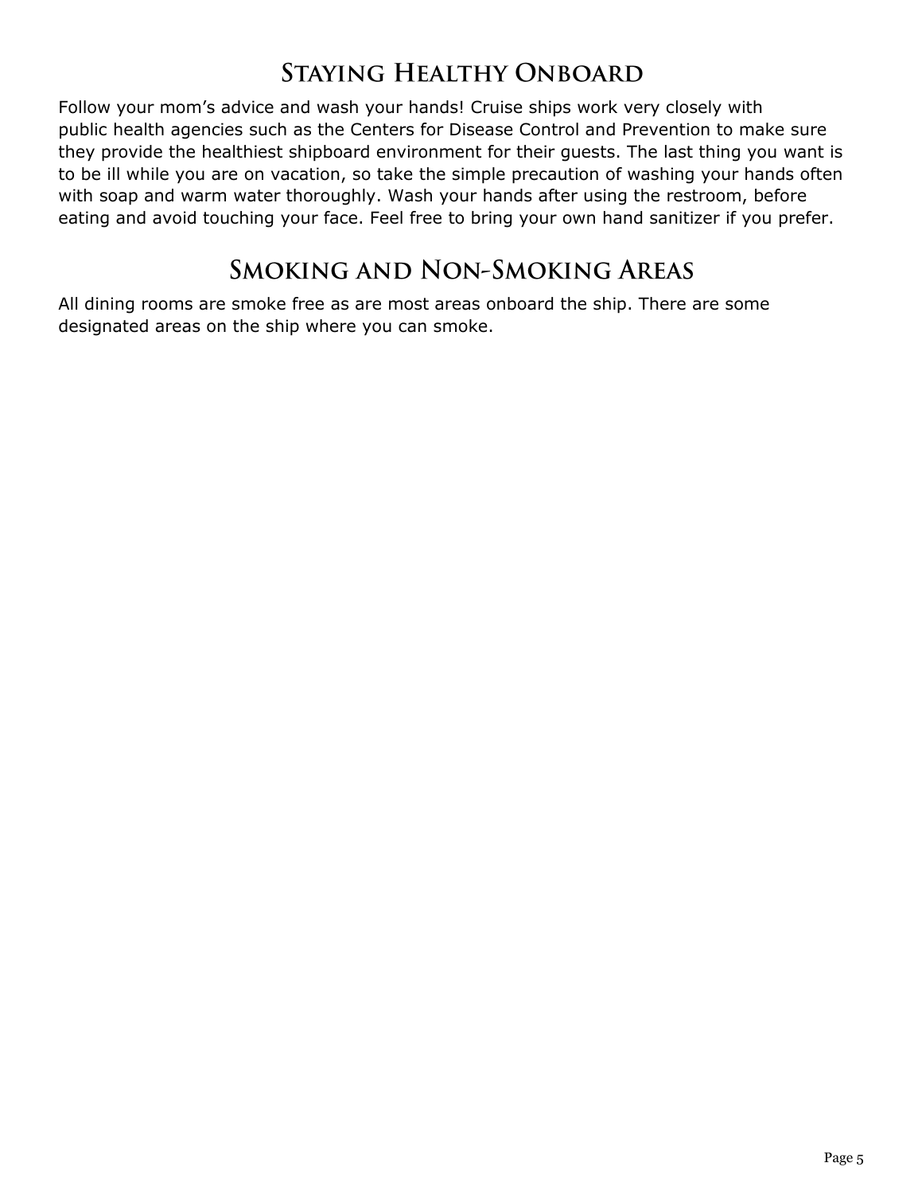## Staying Healthy Onboard

Follow your mom's advice and wash your hands! Cruise ships work very closely with public health agencies such as the Centers for Disease Control and Prevention to make sure they provide the healthiest shipboard environment for their guests. The last thing you want is to be ill while you are on vacation, so take the simple precaution of washing your hands often with soap and warm water thoroughly. Wash your hands after using the restroom, before eating and avoid touching your face. Feel free to bring your own hand sanitizer if you prefer.

## Smoking and Non-Smoking Areas

All dining rooms are smoke free as are most areas onboard the ship. There are some designated areas on the ship where you can smoke.